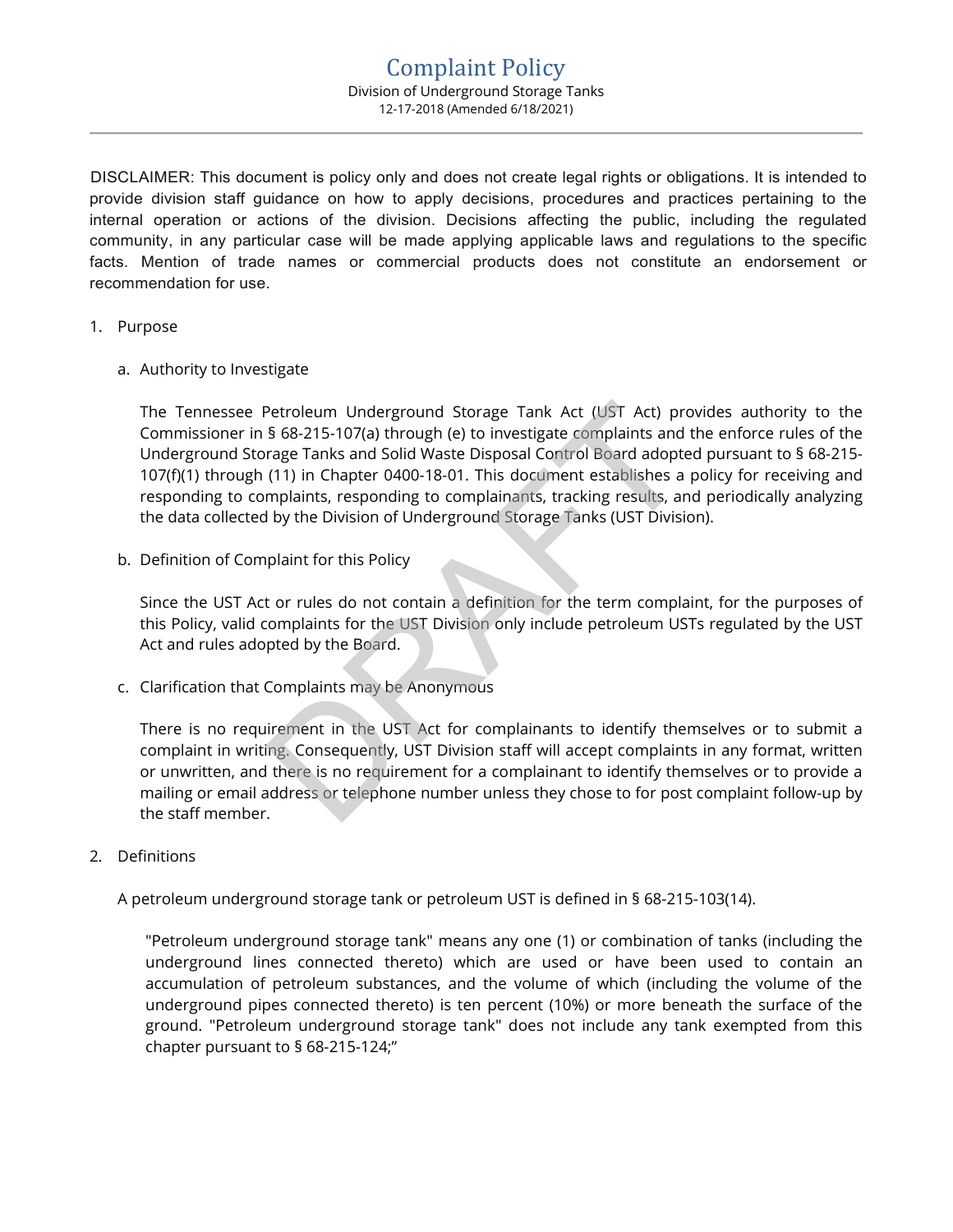# Complaint Policy

Division of Underground Storage Tanks

12-17-2018 (Amended 6/18/2021)

---

DISCLAIMER: This document is policy only and does not create legal rights or obligations. It is intended to provide division staff guidance on how to apply decisions, procedures and practices pertaining to the internal operation or actions of the division. Decisions affecting the public, including the regulated community, in any particular case will be made applying applicable laws and regulations to the specific facts. Mention of trade names or commercial products does not constitute an endorsement or recommendation for use.

1. Purpose

   a. Authority to Investigate

      The Tennessee Petroleum Underground Storage Tank Act (UST Act) provides authority to the Commissioner in § 68-215-107(a) through (e) to investigate complaints and the enforce rules of the Underground Storage Tanks and Solid Waste Disposal Control Board adopted pursuant to § 68-215-107(f)(1) through (11) in Chapter 0400-18-01. This document establishes a policy for receiving and responding to complaints, responding to complainants, tracking results, and periodically analyzing the data collected by the Division of Underground Storage Tanks (UST Division).

   b. Definition of Complaint for this Policy

      Since the UST Act or rules do not contain a definition for the term complaint, for the purposes of this Policy, valid complaints for the UST Division only include petroleum USTs regulated by the UST Act and rules adopted by the Board.

   c. Clarification that Complaints may be Anonymous

      There is no requirement in the UST Act for complainants to identify themselves or to submit a complaint in writing. Consequently, UST Division staff will accept complaints in any format, written or unwritten, and there is no requirement for a complainant to identify themselves or to provide a mailing or email address or telephone number unless they chose to for post complaint follow-up by the staff member.

2. Definitions

   A petroleum underground storage tank or petroleum UST is defined in § 68-215-103(14).

   > "Petroleum underground storage tank" means any one (1) or combination of tanks (including the underground lines connected thereto) which are used or have been used to contain an accumulation of petroleum substances, and the volume of which (including the volume of the underground pipes connected thereto) is ten percent (10%) or more beneath the surface of the ground. "Petroleum underground storage tank" does not include any tank exempted from this chapter pursuant to § 68-215-124;"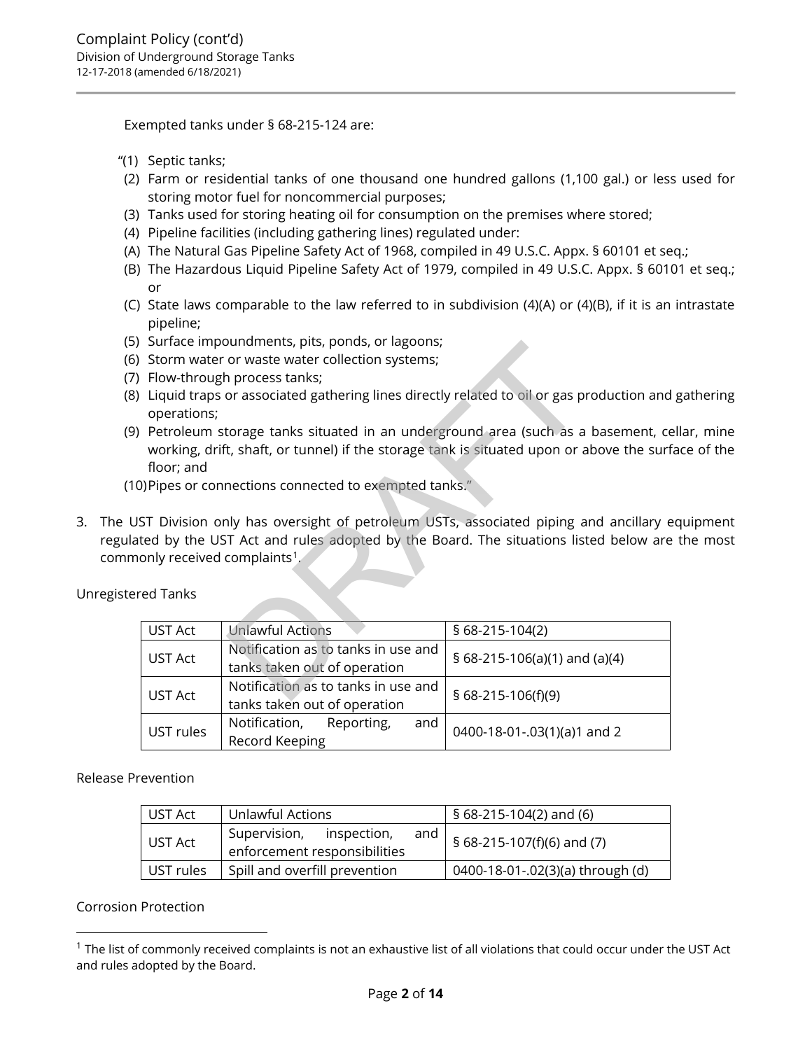Exempted tanks under § 68-215-124 are:

"(1) Septic tanks;
(2) Farm or residential tanks of one thousand one hundred gallons (1,100 gal.) or less used for storing motor fuel for noncommercial purposes;
(3) Tanks used for storing heating oil for consumption on the premises where stored;
(4) Pipeline facilities (including gathering lines) regulated under:
(A) The Natural Gas Pipeline Safety Act of 1968, compiled in 49 U.S.C. Appx. § 60101 et seq.;
(B) The Hazardous Liquid Pipeline Safety Act of 1979, compiled in 49 U.S.C. Appx. § 60101 et seq.; or
(C) State laws comparable to the law referred to in subdivision (4)(A) or (4)(B), if it is an intrastate pipeline;
(5) Surface impoundments, pits, ponds, or lagoons;
(6) Storm water or waste water collection systems;
(7) Flow-through process tanks;
(8) Liquid traps or associated gathering lines directly related to oil or gas production and gathering operations;
(9) Petroleum storage tanks situated in an underground area (such as a basement, cellar, mine working, drift, shaft, or tunnel) if the storage tank is situated upon or above the surface of the floor; and
(10) Pipes or connections connected to exempted tanks."

3. The UST Division only has oversight of petroleum USTs, associated piping and ancillary equipment regulated by the UST Act and rules adopted by the Board. The situations listed below are the most commonly received complaints[1].

Unregistered Tanks

| | | |
|---|---|---|
| UST Act | Unlawful Actions | § 68-215-104(2) |
| UST Act | Notification as to tanks in use and tanks taken out of operation | § 68-215-106(a)(1) and (a)(4) |
| UST Act | Notification as to tanks in use and tanks taken out of operation | § 68-215-106(f)(9) |
| UST rules | Notification, Reporting, and Record Keeping | 0400-18-01-.03(1)(a)1 and 2 |

Release Prevention

| | | |
|---|---|---|
| UST Act | Unlawful Actions | § 68-215-104(2) and (6) |
| UST Act | Supervision, inspection, and enforcement responsibilities | § 68-215-107(f)(6) and (7) |
| UST rules | Spill and overfill prevention | 0400-18-01-.02(3)(a) through (d) |

Corrosion Protection

[1] The list of commonly received complaints is not an exhaustive list of all violations that could occur under the UST Act and rules adopted by the Board.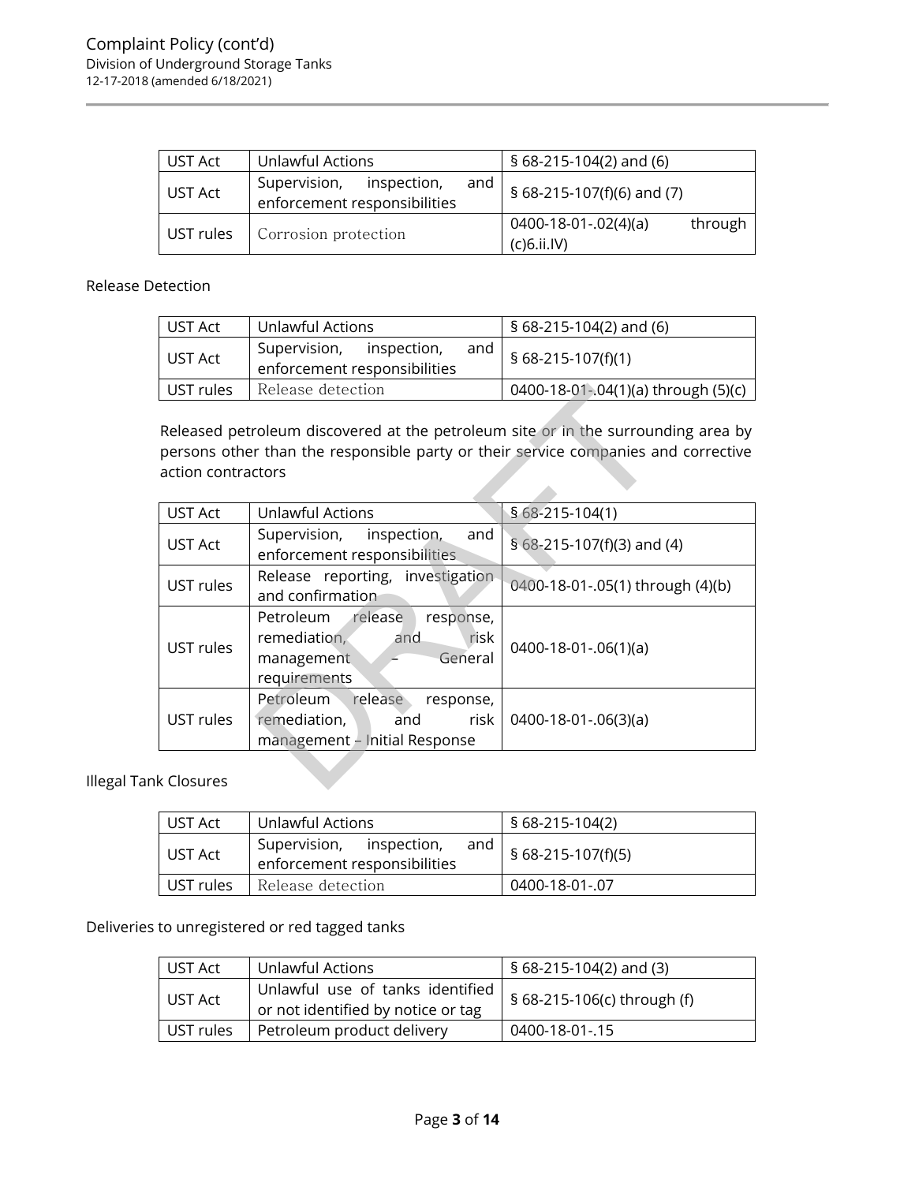| UST Act | Unlawful Actions | § 68-215-104(2) and (6) |
|---|---|---|
| UST Act | Supervision, inspection, and enforcement responsibilities | § 68-215-107(f)(6) and (7) |
| UST rules | Corrosion protection | 0400-18-01-.02(4)(a) through (c)6.ii.IV) |

Release Detection

| UST Act | Unlawful Actions | § 68-215-104(2) and (6) |
|---|---|---|
| UST Act | Supervision, inspection, and enforcement responsibilities | § 68-215-107(f)(1) |
| UST rules | Release detection | 0400-18-01-.04(1)(a) through (5)(c) |

Released petroleum discovered at the petroleum site or in the surrounding area by persons other than the responsible party or their service companies and corrective action contractors

| UST Act | Unlawful Actions | § 68-215-104(1) |
|---|---|---|
| UST Act | Supervision, inspection, and enforcement responsibilities | § 68-215-107(f)(3) and (4) |
| UST rules | Release reporting, investigation and confirmation | 0400-18-01-.05(1) through (4)(b) |
| UST rules | Petroleum release response, remediation, and risk management – General requirements | 0400-18-01-.06(1)(a) |
| UST rules | Petroleum release response, remediation, and risk management – Initial Response | 0400-18-01-.06(3)(a) |

Illegal Tank Closures

| UST Act | Unlawful Actions | § 68-215-104(2) |
|---|---|---|
| UST Act | Supervision, inspection, and enforcement responsibilities | § 68-215-107(f)(5) |
| UST rules | Release detection | 0400-18-01-.07 |

Deliveries to unregistered or red tagged tanks

| UST Act | Unlawful Actions | § 68-215-104(2) and (3) |
|---|---|---|
| UST Act | Unlawful use of tanks identified or not identified by notice or tag | § 68-215-106(c) through (f) |
| UST rules | Petroleum product delivery | 0400-18-01-.15 |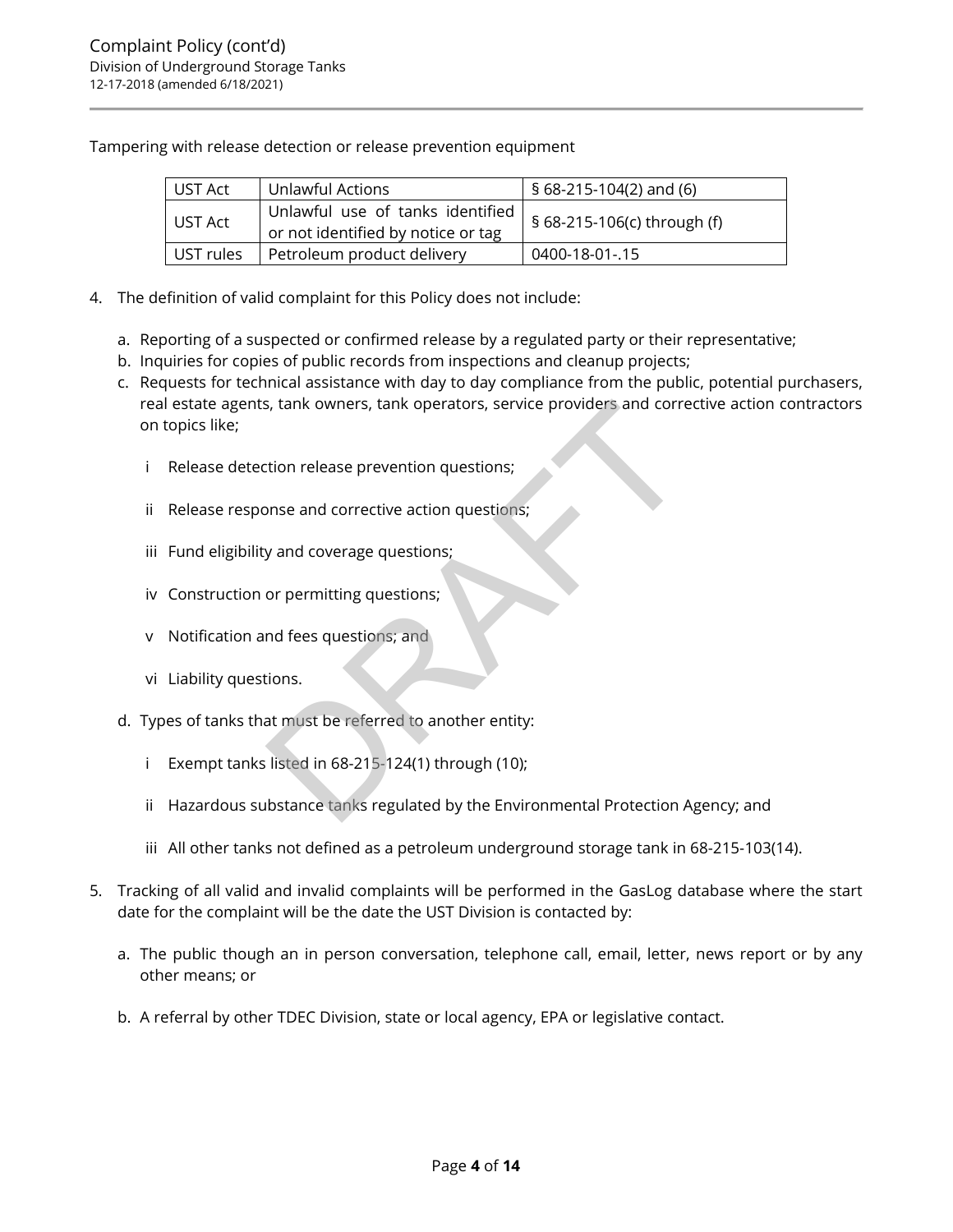Tampering with release detection or release prevention equipment

| | | |
|---|---|---|
| UST Act | Unlawful Actions | § 68-215-104(2) and (6) |
| UST Act | Unlawful use of tanks identified or not identified by notice or tag | § 68-215-106(c) through (f) |
| UST rules | Petroleum product delivery | 0400-18-01-.15 |

4. The definition of valid complaint for this Policy does not include:

   a. Reporting of a suspected or confirmed release by a regulated party or their representative;
   b. Inquiries for copies of public records from inspections and cleanup projects;
   c. Requests for technical assistance with day to day compliance from the public, potential purchasers, real estate agents, tank owners, tank operators, service providers and corrective action contractors on topics like;

      i Release detection release prevention questions;

      ii Release response and corrective action questions;

      iii Fund eligibility and coverage questions;

      iv Construction or permitting questions;

      v Notification and fees questions; and

      vi Liability questions.

   d. Types of tanks that must be referred to another entity:

      i Exempt tanks listed in 68-215-124(1) through (10);

      ii Hazardous substance tanks regulated by the Environmental Protection Agency; and

      iii All other tanks not defined as a petroleum underground storage tank in 68-215-103(14).

5. Tracking of all valid and invalid complaints will be performed in the GasLog database where the start date for the complaint will be the date the UST Division is contacted by:

   a. The public though an in person conversation, telephone call, email, letter, news report or by any other means; or

   b. A referral by other TDEC Division, state or local agency, EPA or legislative contact.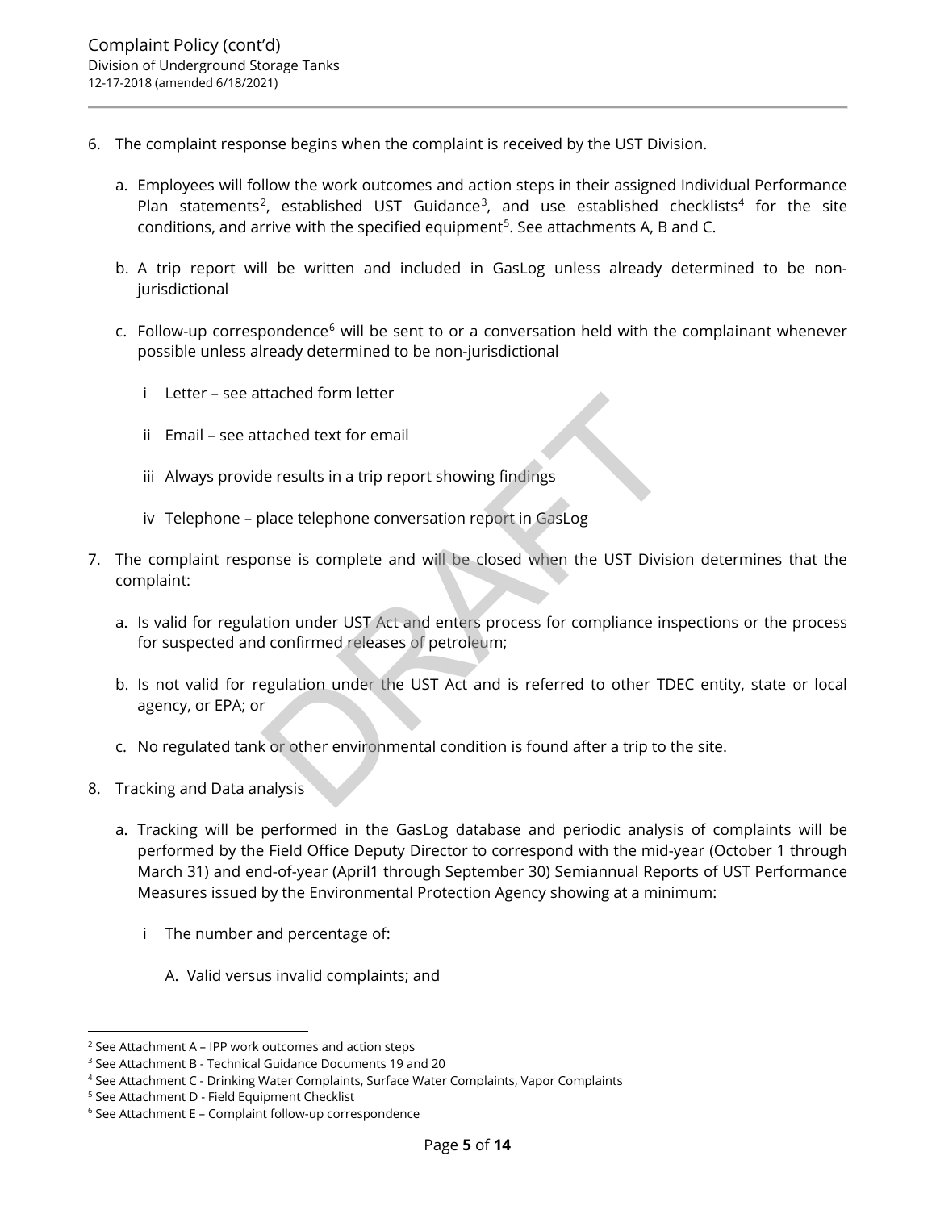6. The complaint response begins when the complaint is received by the UST Division.

   a. Employees will follow the work outcomes and action steps in their assigned Individual Performance Plan statements[2], established UST Guidance[3], and use established checklists[4] for the site conditions, and arrive with the specified equipment[5]. See attachments A, B and C.

   b. A trip report will be written and included in GasLog unless already determined to be non-jurisdictional

   c. Follow-up correspondence[6] will be sent to or a conversation held with the complainant whenever possible unless already determined to be non-jurisdictional

      i Letter – see attached form letter

      ii Email – see attached text for email

      iii Always provide results in a trip report showing findings

      iv Telephone – place telephone conversation report in GasLog

7. The complaint response is complete and will be closed when the UST Division determines that the complaint:

   a. Is valid for regulation under UST Act and enters process for compliance inspections or the process for suspected and confirmed releases of petroleum;

   b. Is not valid for regulation under the UST Act and is referred to other TDEC entity, state or local agency, or EPA; or

   c. No regulated tank or other environmental condition is found after a trip to the site.

8. Tracking and Data analysis

   a. Tracking will be performed in the GasLog database and periodic analysis of complaints will be performed by the Field Office Deputy Director to correspond with the mid-year (October 1 through March 31) and end-of-year (April1 through September 30) Semiannual Reports of UST Performance Measures issued by the Environmental Protection Agency showing at a minimum:

      i The number and percentage of:

         A. Valid versus invalid complaints; and

---

[2] See Attachment A – IPP work outcomes and action steps

[3] See Attachment B - Technical Guidance Documents 19 and 20

[4] See Attachment C - Drinking Water Complaints, Surface Water Complaints, Vapor Complaints

[5] See Attachment D - Field Equipment Checklist

[6] See Attachment E – Complaint follow-up correspondence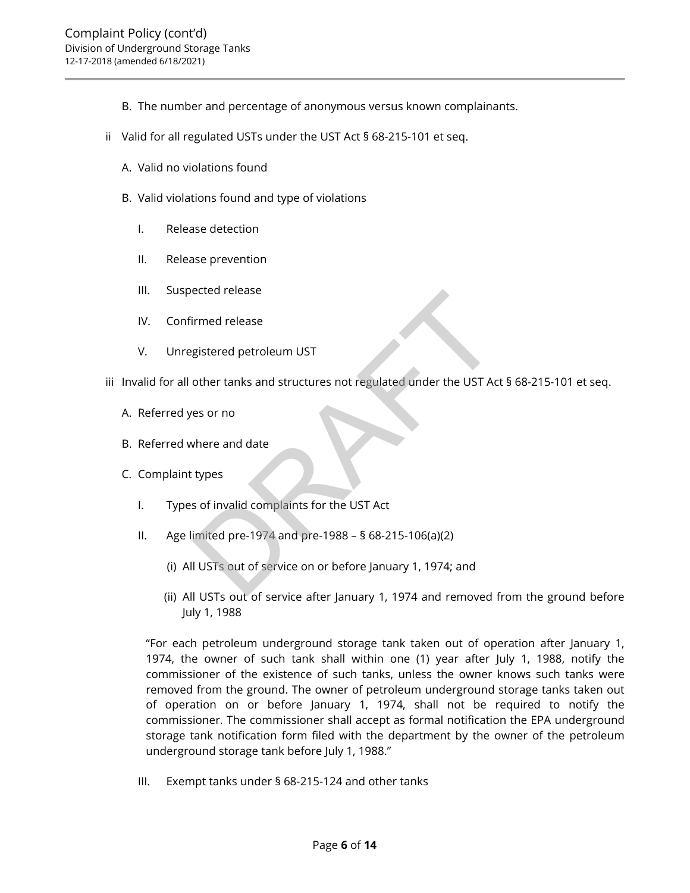B. The number and percentage of anonymous versus known complainants.

ii Valid for all regulated USTs under the UST Act § 68-215-101 et seq.

A. Valid no violations found

B. Valid violations found and type of violations

I. Release detection

II. Release prevention

III. Suspected release

IV. Confirmed release

V. Unregistered petroleum UST

iii Invalid for all other tanks and structures not regulated under the UST Act § 68-215-101 et seq.

A. Referred yes or no

B. Referred where and date

C. Complaint types

I. Types of invalid complaints for the UST Act

II. Age limited pre-1974 and pre-1988 – § 68-215-106(a)(2)

(i) All USTs out of service on or before January 1, 1974; and

(ii) All USTs out of service after January 1, 1974 and removed from the ground before July 1, 1988

"For each petroleum underground storage tank taken out of operation after January 1, 1974, the owner of such tank shall within one (1) year after July 1, 1988, notify the commissioner of the existence of such tanks, unless the owner knows such tanks were removed from the ground. The owner of petroleum underground storage tanks taken out of operation on or before January 1, 1974, shall not be required to notify the commissioner. The commissioner shall accept as formal notification the EPA underground storage tank notification form filed with the department by the owner of the petroleum underground storage tank before July 1, 1988."

III. Exempt tanks under § 68-215-124 and other tanks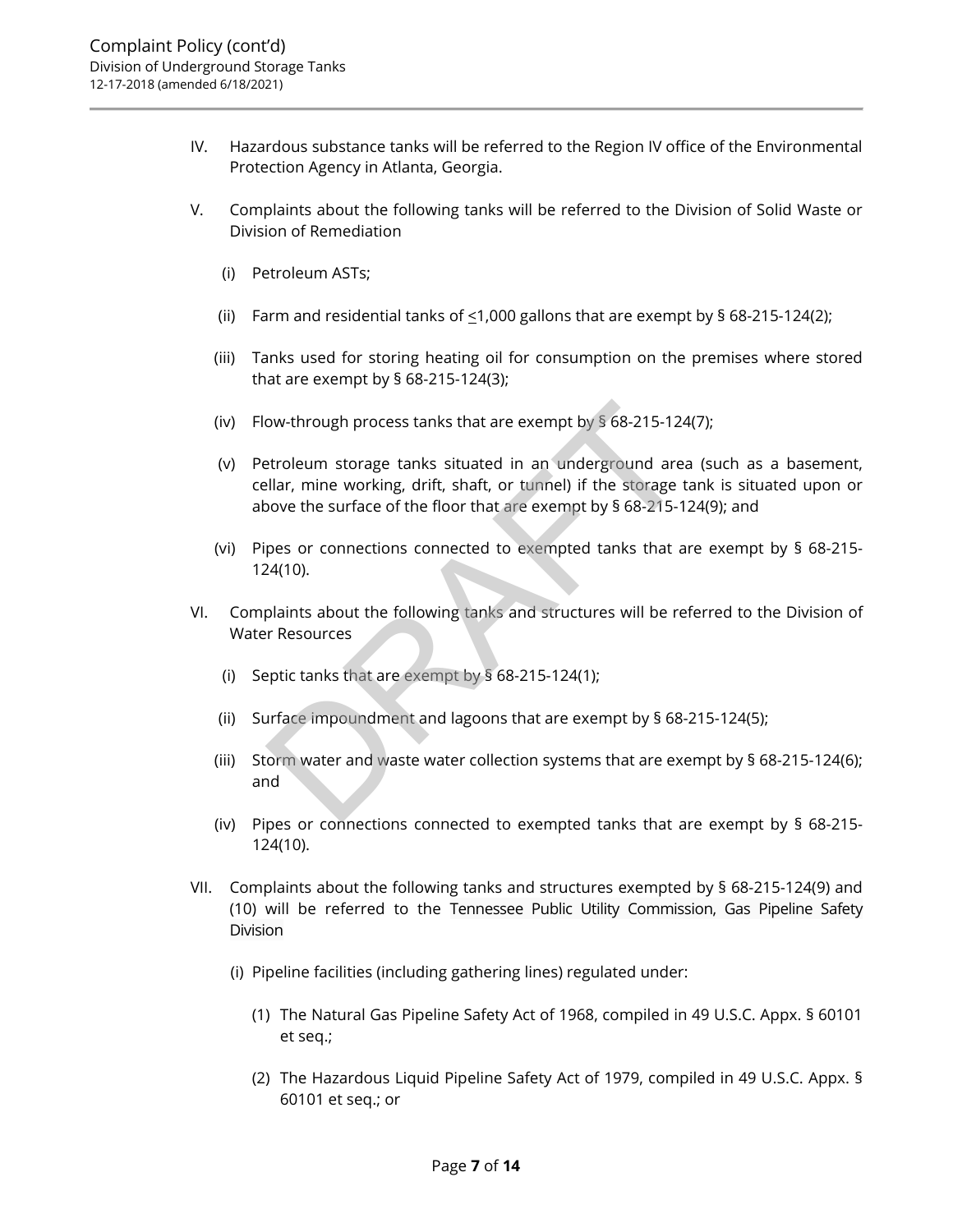IV. Hazardous substance tanks will be referred to the Region IV office of the Environmental Protection Agency in Atlanta, Georgia.

V. Complaints about the following tanks will be referred to the Division of Solid Waste or Division of Remediation

   (i) Petroleum ASTs;

   (ii) Farm and residential tanks of ≤1,000 gallons that are exempt by § 68-215-124(2);

   (iii) Tanks used for storing heating oil for consumption on the premises where stored that are exempt by § 68-215-124(3);

   (iv) Flow-through process tanks that are exempt by § 68-215-124(7);

   (v) Petroleum storage tanks situated in an underground area (such as a basement, cellar, mine working, drift, shaft, or tunnel) if the storage tank is situated upon or above the surface of the floor that are exempt by § 68-215-124(9); and

   (vi) Pipes or connections connected to exempted tanks that are exempt by § 68-215-124(10).

VI. Complaints about the following tanks and structures will be referred to the Division of Water Resources

   (i) Septic tanks that are exempt by § 68-215-124(1);

   (ii) Surface impoundment and lagoons that are exempt by § 68-215-124(5);

   (iii) Storm water and waste water collection systems that are exempt by § 68-215-124(6); and

   (iv) Pipes or connections connected to exempted tanks that are exempt by § 68-215-124(10).

VII. Complaints about the following tanks and structures exempted by § 68-215-124(9) and (10) will be referred to the Tennessee Public Utility Commission, Gas Pipeline Safety Division

   (i) Pipeline facilities (including gathering lines) regulated under:

      (1) The Natural Gas Pipeline Safety Act of 1968, compiled in 49 U.S.C. Appx. § 60101 et seq.;

      (2) The Hazardous Liquid Pipeline Safety Act of 1979, compiled in 49 U.S.C. Appx. § 60101 et seq.; or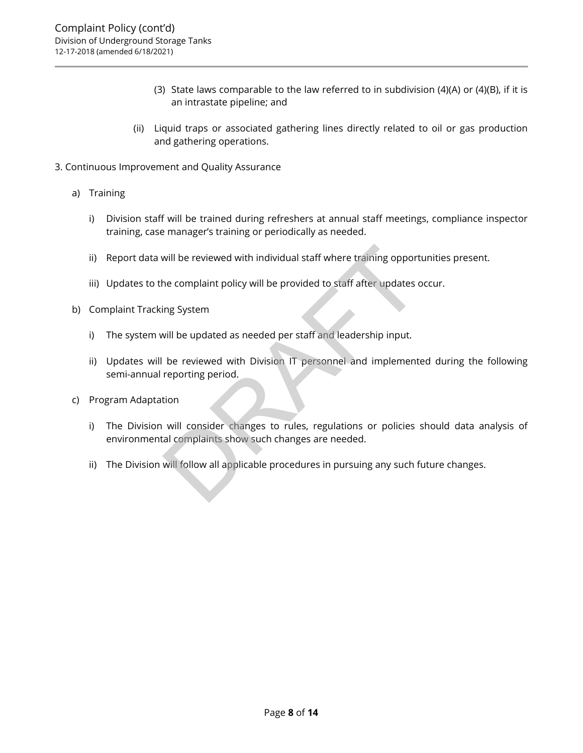(3) State laws comparable to the law referred to in subdivision (4)(A) or (4)(B), if it is an intrastate pipeline; and

(ii) Liquid traps or associated gathering lines directly related to oil or gas production and gathering operations.

3. Continuous Improvement and Quality Assurance

a) Training

i) Division staff will be trained during refreshers at annual staff meetings, compliance inspector training, case manager's training or periodically as needed.

ii) Report data will be reviewed with individual staff where training opportunities present.

iii) Updates to the complaint policy will be provided to staff after updates occur.

b) Complaint Tracking System

i) The system will be updated as needed per staff and leadership input.

ii) Updates will be reviewed with Division IT personnel and implemented during the following semi-annual reporting period.

c) Program Adaptation

i) The Division will consider changes to rules, regulations or policies should data analysis of environmental complaints show such changes are needed.

ii) The Division will follow all applicable procedures in pursuing any such future changes.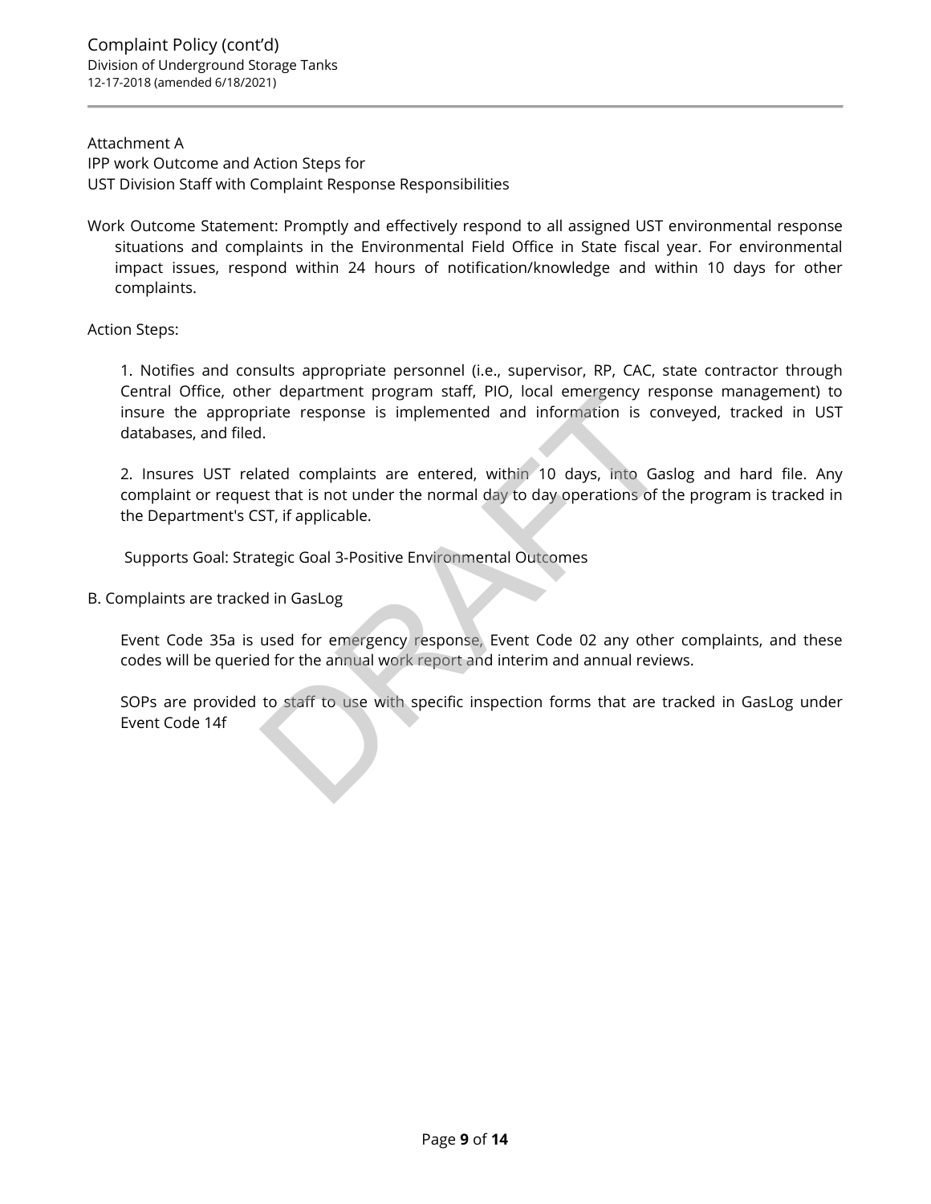Attachment A
IPP work Outcome and Action Steps for
UST Division Staff with Complaint Response Responsibilities

Work Outcome Statement: Promptly and effectively respond to all assigned UST environmental response situations and complaints in the Environmental Field Office in State fiscal year. For environmental impact issues, respond within 24 hours of notification/knowledge and within 10 days for other complaints.

Action Steps:

1. Notifies and consults appropriate personnel (i.e., supervisor, RP, CAC, state contractor through Central Office, other department program staff, PIO, local emergency response management) to insure the appropriate response is implemented and information is conveyed, tracked in UST databases, and filed.

2. Insures UST related complaints are entered, within 10 days, into Gaslog and hard file. Any complaint or request that is not under the normal day to day operations of the program is tracked in the Department's CST, if applicable.

Supports Goal: Strategic Goal 3-Positive Environmental Outcomes

B. Complaints are tracked in GasLog

Event Code 35a is used for emergency response, Event Code 02 any other complaints, and these codes will be queried for the annual work report and interim and annual reviews.

SOPs are provided to staff to use with specific inspection forms that are tracked in GasLog under Event Code 14f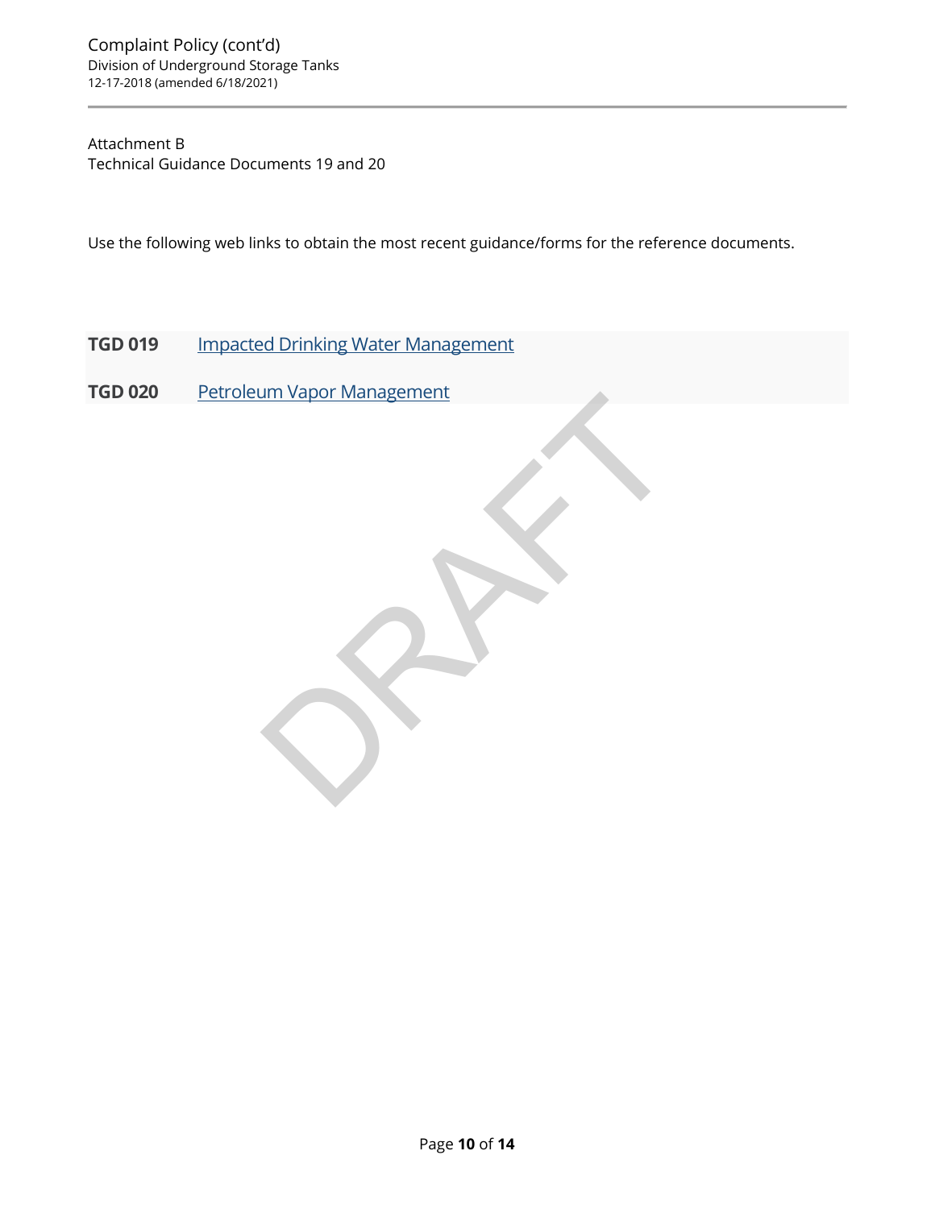Attachment B

Technical Guidance Documents 19 and 20

Use the following web links to obtain the most recent guidance/forms for the reference documents.

| | |
|---|---|
| **TGD 019** | Impacted Drinking Water Management |
| **TGD 020** | Petroleum Vapor Management |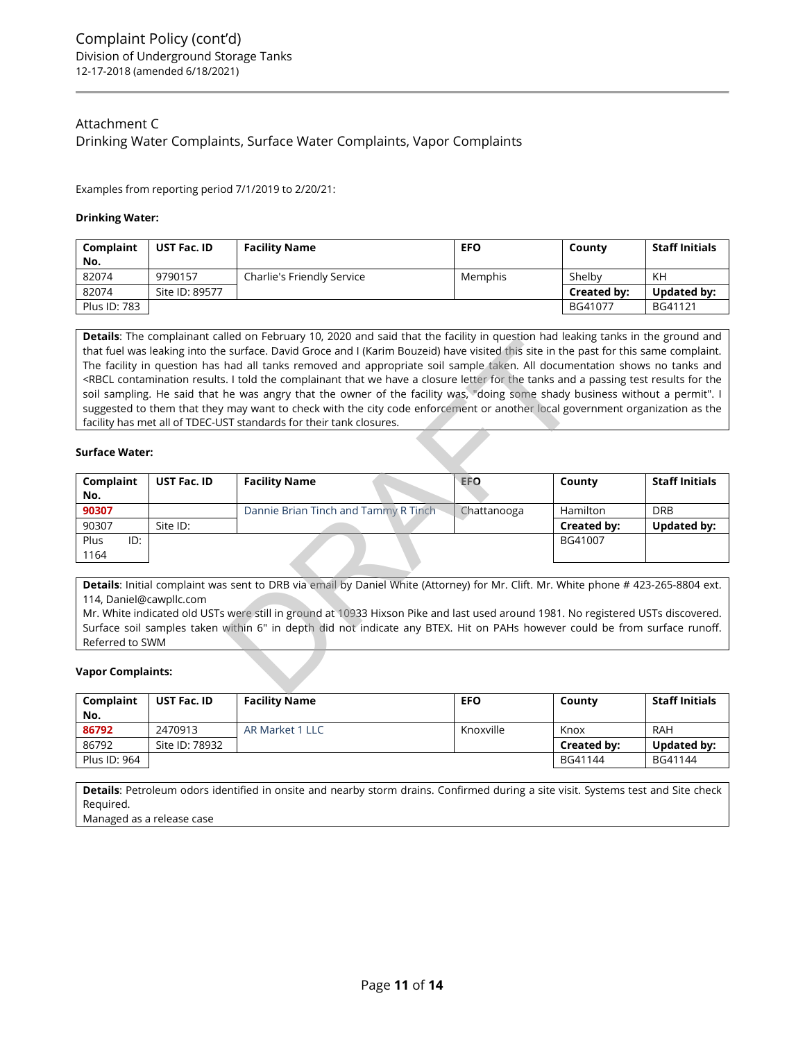## Attachment C

## Drinking Water Complaints, Surface Water Complaints, Vapor Complaints

Examples from reporting period 7/1/2019 to 2/20/21:

**Drinking Water:**

| Complaint No. | UST Fac. ID | Facility Name | EFO | County | Staff Initials |
|---|---|---|---|---|---|
| 82074 | 9790157 | Charlie's Friendly Service | Memphis | Shelby | KH |
| 82074 | Site ID: 89577 | | | **Created by:** | **Updated by:** |
| Plus ID: 783 | | | | BG41077 | BG41121 |

**Details**: The complainant called on February 10, 2020 and said that the facility in question had leaking tanks in the ground and that fuel was leaking into the surface. David Groce and I (Karim Bouzeid) have visited this site in the past for this same complaint. The facility in question has had all tanks removed and appropriate soil sample taken. All documentation shows no tanks and <RBCL contamination results. I told the complainant that we have a closure letter for the tanks and a passing test results for the soil sampling. He said that he was angry that the owner of the facility was, "doing some shady business without a permit". I suggested to them that they may want to check with the city code enforcement or another local government organization as the facility has met all of TDEC-UST standards for their tank closures.

**Surface Water:**

| Complaint No. | UST Fac. ID | Facility Name | EFO | County | Staff Initials |
|---|---|---|---|---|---|
| 90307 | | Dannie Brian Tinch and Tammy R Tinch | Chattanooga | Hamilton | DRB |
| 90307 | Site ID: | | | **Created by:** | **Updated by:** |
| Plus ID: 1164 | | | | BG41007 | |

**Details**: Initial complaint was sent to DRB via email by Daniel White (Attorney) for Mr. Clift. Mr. White phone # 423-265-8804 ext. 114, Daniel@cawpllc.com
Mr. White indicated old USTs were still in ground at 10933 Hixson Pike and last used around 1981. No registered USTs discovered. Surface soil samples taken within 6" in depth did not indicate any BTEX. Hit on PAHs however could be from surface runoff. Referred to SWM

**Vapor Complaints:**

| Complaint No. | UST Fac. ID | Facility Name | EFO | County | Staff Initials |
|---|---|---|---|---|---|
| 86792 | 2470913 | AR Market 1 LLC | Knoxville | Knox | RAH |
| 86792 | Site ID: 78932 | | | **Created by:** | **Updated by:** |
| Plus ID: 964 | | | | BG41144 | BG41144 |

**Details**: Petroleum odors identified in onsite and nearby storm drains. Confirmed during a site visit. Systems test and Site check Required.
Managed as a release case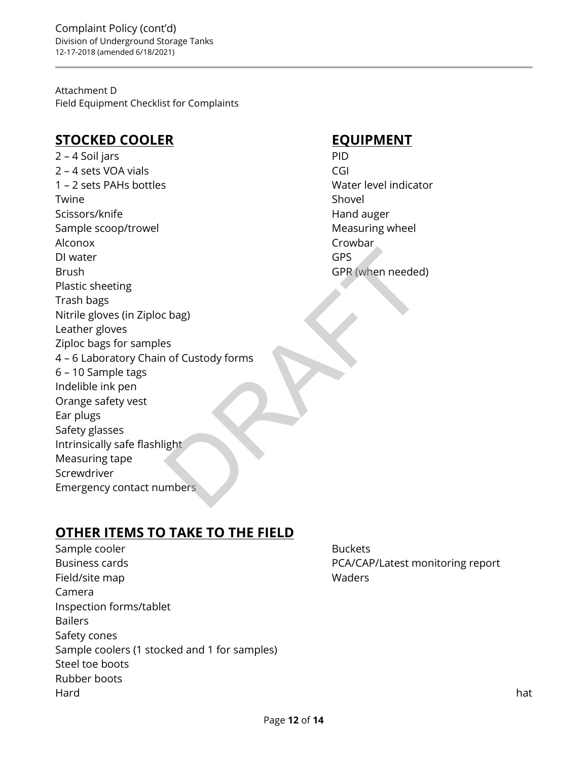Attachment D
Field Equipment Checklist for Complaints

## STOCKED COOLER

2 – 4 Soil jars
2 – 4 sets VOA vials
1 – 2 sets PAHs bottles
Twine
Scissors/knife
Sample scoop/trowel
Alconox
DI water
Brush
Plastic sheeting
Trash bags
Nitrile gloves (in Ziploc bag)
Leather gloves
Ziploc bags for samples
4 – 6 Laboratory Chain of Custody forms
6 – 10 Sample tags
Indelible ink pen
Orange safety vest
Ear plugs
Safety glasses
Intrinsically safe flashlight
Measuring tape
Screwdriver
Emergency contact numbers

## EQUIPMENT

PID
CGI
Water level indicator
Shovel
Hand auger
Measuring wheel
Crowbar
GPS
GPR (when needed)

## OTHER ITEMS TO TAKE TO THE FIELD

Sample cooler
Business cards
Field/site map
Camera
Inspection forms/tablet
Bailers
Safety cones
Sample coolers (1 stocked and 1 for samples)
Steel toe boots
Rubber boots
Hard hat
Buckets
PCA/CAP/Latest monitoring report
Waders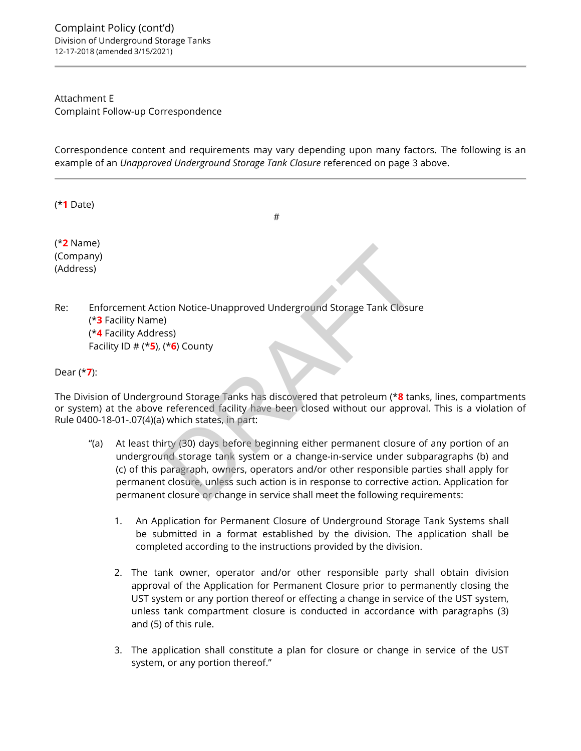Attachment E
Complaint Follow-up Correspondence

Correspondence content and requirements may vary depending upon many factors. The following is an example of an *Unapproved Underground Storage Tank Closure* referenced on page 3 above.

---

(***1** Date)

#

(***2** Name)
(Company)
(Address)

Re: Enforcement Action Notice-Unapproved Underground Storage Tank Closure
(***3** Facility Name)
(***4** Facility Address)
Facility ID # (***5**), (***6**) County

Dear (***7**):

The Division of Underground Storage Tanks has discovered that petroleum (***8** tanks, lines, compartments or system) at the above referenced facility have been closed without our approval. This is a violation of Rule 0400-18-01-.07(4)(a) which states, in part:

> "(a) At least thirty (30) days before beginning either permanent closure of any portion of an underground storage tank system or a change-in-service under subparagraphs (b) and (c) of this paragraph, owners, operators and/or other responsible parties shall apply for permanent closure, unless such action is in response to corrective action. Application for permanent closure or change in service shall meet the following requirements:
>
> 1. An Application for Permanent Closure of Underground Storage Tank Systems shall be submitted in a format established by the division. The application shall be completed according to the instructions provided by the division.
>
> 2. The tank owner, operator and/or other responsible party shall obtain division approval of the Application for Permanent Closure prior to permanently closing the UST system or any portion thereof or effecting a change in service of the UST system, unless tank compartment closure is conducted in accordance with paragraphs (3) and (5) of this rule.
>
> 3. The application shall constitute a plan for closure or change in service of the UST system, or any portion thereof."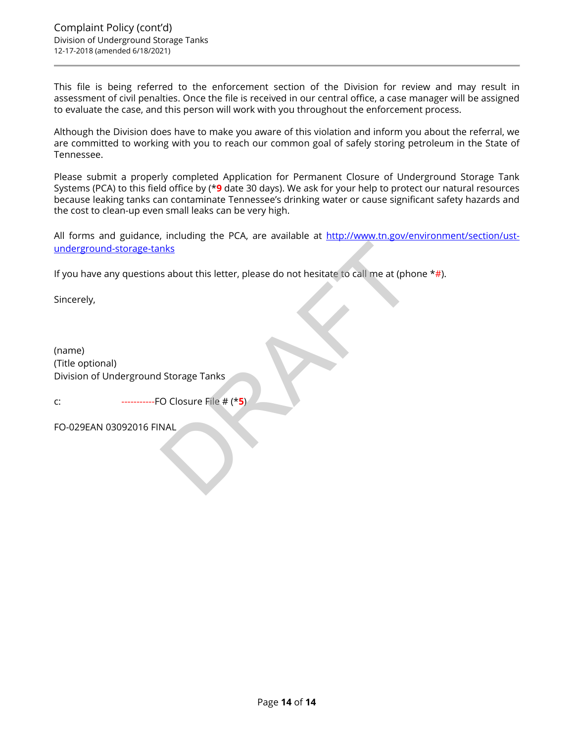This file is being referred to the enforcement section of the Division for review and may result in assessment of civil penalties. Once the file is received in our central office, a case manager will be assigned to evaluate the case, and this person will work with you throughout the enforcement process.

Although the Division does have to make you aware of this violation and inform you about the referral, we are committed to working with you to reach our common goal of safely storing petroleum in the State of Tennessee.

Please submit a properly completed Application for Permanent Closure of Underground Storage Tank Systems (PCA) to this field office by (***9** date 30 days). We ask for your help to protect our natural resources because leaking tanks can contaminate Tennessee's drinking water or cause significant safety hazards and the cost to clean-up even small leaks can be very high.

All forms and guidance, including the PCA, are available at [http://www.tn.gov/environment/section/ust-underground-storage-tanks](http://www.tn.gov/environment/section/ust-underground-storage-tanks)

If you have any questions about this letter, please do not hesitate to call me at (phone *#).

Sincerely,

(name)
(Title optional)
Division of Underground Storage Tanks

c: -----------FO Closure File # (***5**)

FO-029EAN 03092016 FINAL

DRAFT